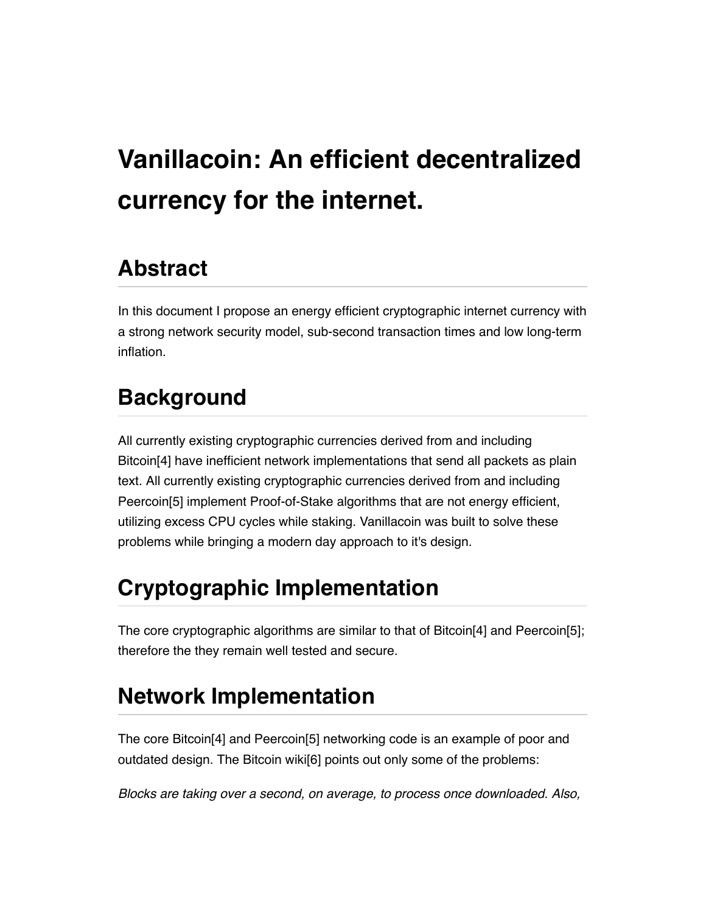# Vanillacoin: An efficient decentralized currency for the internet.

## Abstract

In this document I propose an energy efficient cryptographic internet currency with a strong network security model, sub-second transaction times and low long-term inflation.

## Background

All currently existing cryptographic currencies derived from and including Bitcoin[4] have inefficient network implementations that send all packets as plain text. All currently existing cryptographic currencies derived from and including Peercoin[5] implement Proof-of-Stake algorithms that are not energy efficient, utilizing excess CPU cycles while staking. Vanillacoin was built to solve these problems while bringing a modern day approach to it's design.

## Cryptographic Implementation

The core cryptographic algorithms are similar to that of Bitcoin[4] and Peercoin[5]; therefore the they remain well tested and secure.

## Network Implementation

The core Bitcoin[4] and Peercoin[5] networking code is an example of poor and outdated design. The Bitcoin wiki[6] points out only some of the problems:

*Blocks are taking over a second, on average, to process once downloaded. Also,*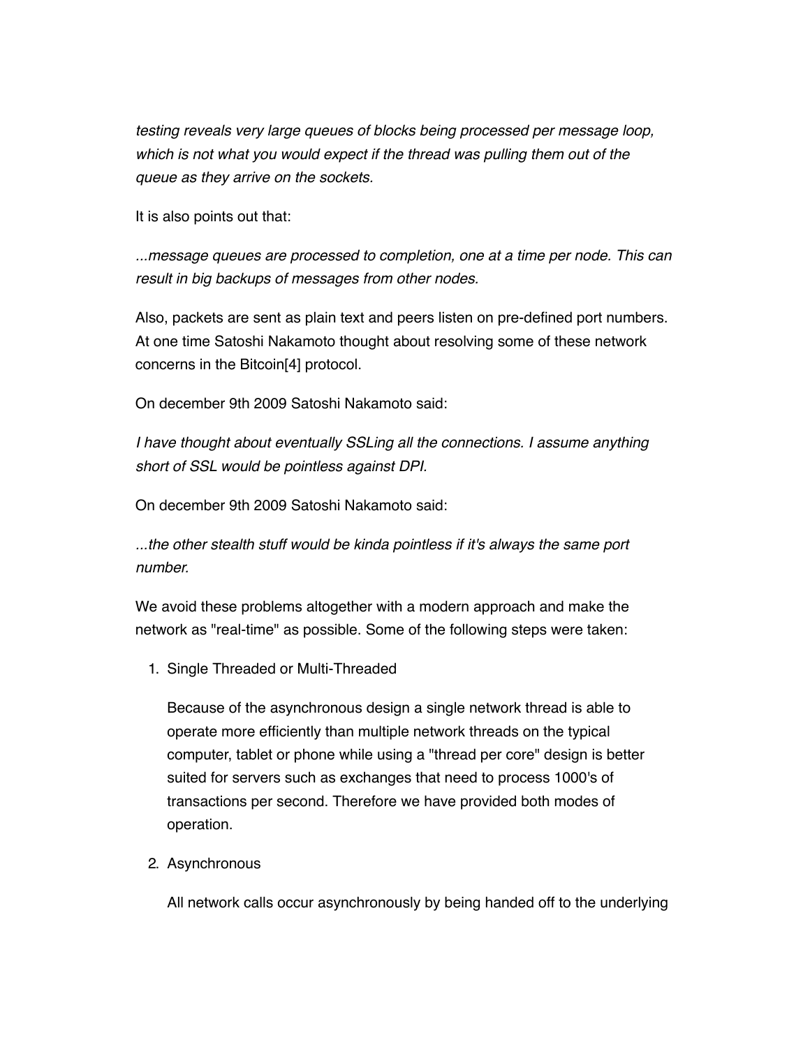*testing reveals very large queues of blocks being processed per message loop, which is not what you would expect if the thread was pulling them out of the queue as they arrive on the sockets*.

It is also points out that:

*...message queues are processed to completion, one at a time per node. This can result in big backups of messages from other nodes.*

Also, packets are sent as plain text and peers listen on pre-defined port numbers. At one time Satoshi Nakamoto thought about resolving some of these network concerns in the Bitcoin[4] protocol.

On december 9th 2009 Satoshi Nakamoto said:

*I have thought about eventually SSLing all the connections. I assume anything short of SSL would be pointless against DPI*.

On december 9th 2009 Satoshi Nakamoto said:

*...the other stealth stuff would be kinda pointless if it's always the same port number.*

We avoid these problems altogether with a modern approach and make the network as "real-time" as possible. Some of the following steps were taken:

1. Single Threaded or Multi-Threaded

   Because of the asynchronous design a single network thread is able to operate more efficiently than multiple network threads on the typical computer, tablet or phone while using a "thread per core" design is better suited for servers such as exchanges that need to process 1000's of transactions per second. Therefore we have provided both modes of operation.

2. Asynchronous

   All network calls occur asynchronously by being handed off to the underlying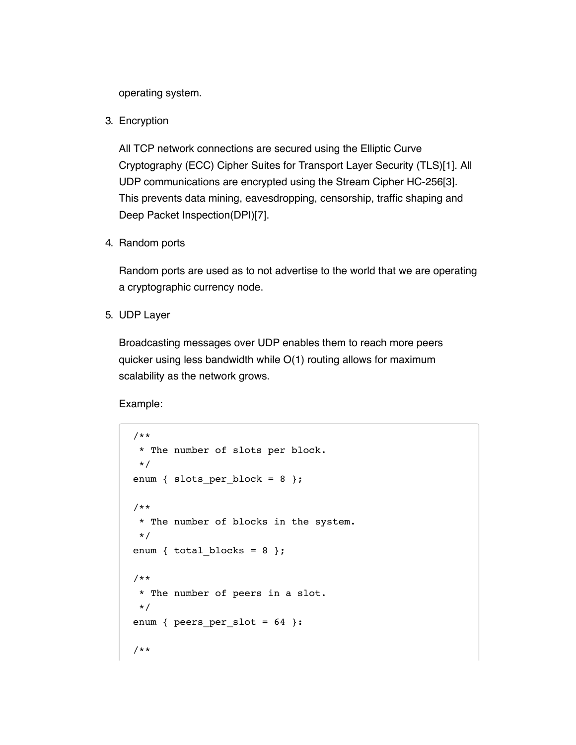operating system.

3. Encryption

   All TCP network connections are secured using the Elliptic Curve Cryptography (ECC) Cipher Suites for Transport Layer Security (TLS)[1]. All UDP communications are encrypted using the Stream Cipher HC-256[3]. This prevents data mining, eavesdropping, censorship, traffic shaping and Deep Packet Inspection(DPI)[7].

4. Random ports

   Random ports are used as to not advertise to the world that we are operating a cryptographic currency node.

5. UDP Layer

   Broadcasting messages over UDP enables them to reach more peers quicker using less bandwidth while O(1) routing allows for maximum scalability as the network grows.

   Example:

```
/**
 * The number of slots per block.
 */
enum { slots_per_block = 8 };

/**
 * The number of blocks in the system.
 */
enum { total_blocks = 8 };

/**
 * The number of peers in a slot.
 */
enum { peers_per_slot = 64 }:

/**
```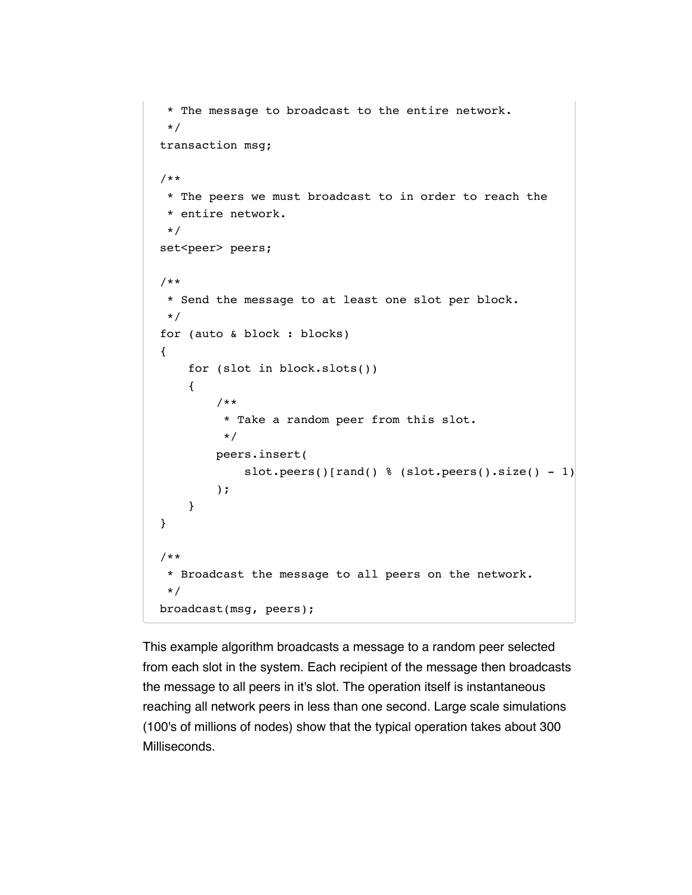```
 * The message to broadcast to the entire network.
 */
transaction msg;

/**
 * The peers we must broadcast to in order to reach the
 * entire network.
 */
set<peer> peers;

/**
 * Send the message to at least one slot per block.
 */
for (auto & block : blocks)
{
    for (slot in block.slots())
    {
        /**
         * Take a random peer from this slot.
         */
        peers.insert(
            slot.peers()[rand() % (slot.peers().size() - 1)
        );
    }
}

/**
 * Broadcast the message to all peers on the network.
 */
broadcast(msg, peers);
```

This example algorithm broadcasts a message to a random peer selected from each slot in the system. Each recipient of the message then broadcasts the message to all peers in it's slot. The operation itself is instantaneous reaching all network peers in less than one second. Large scale simulations (100's of millions of nodes) show that the typical operation takes about 300 Milliseconds.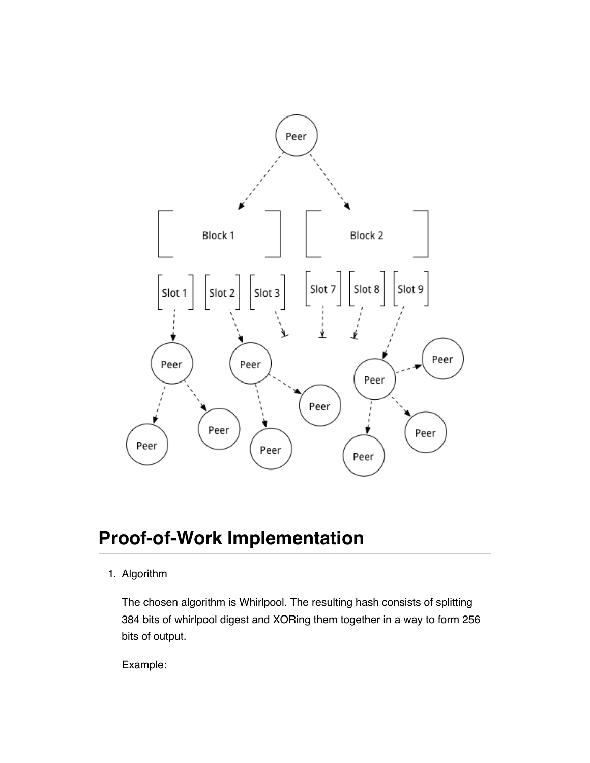# Proof-of-Work Implementation

1. Algorithm

   The chosen algorithm is Whirlpool. The resulting hash consists of splitting 384 bits of whirlpool digest and XORing them together in a way to form 256 bits of output.

   Example: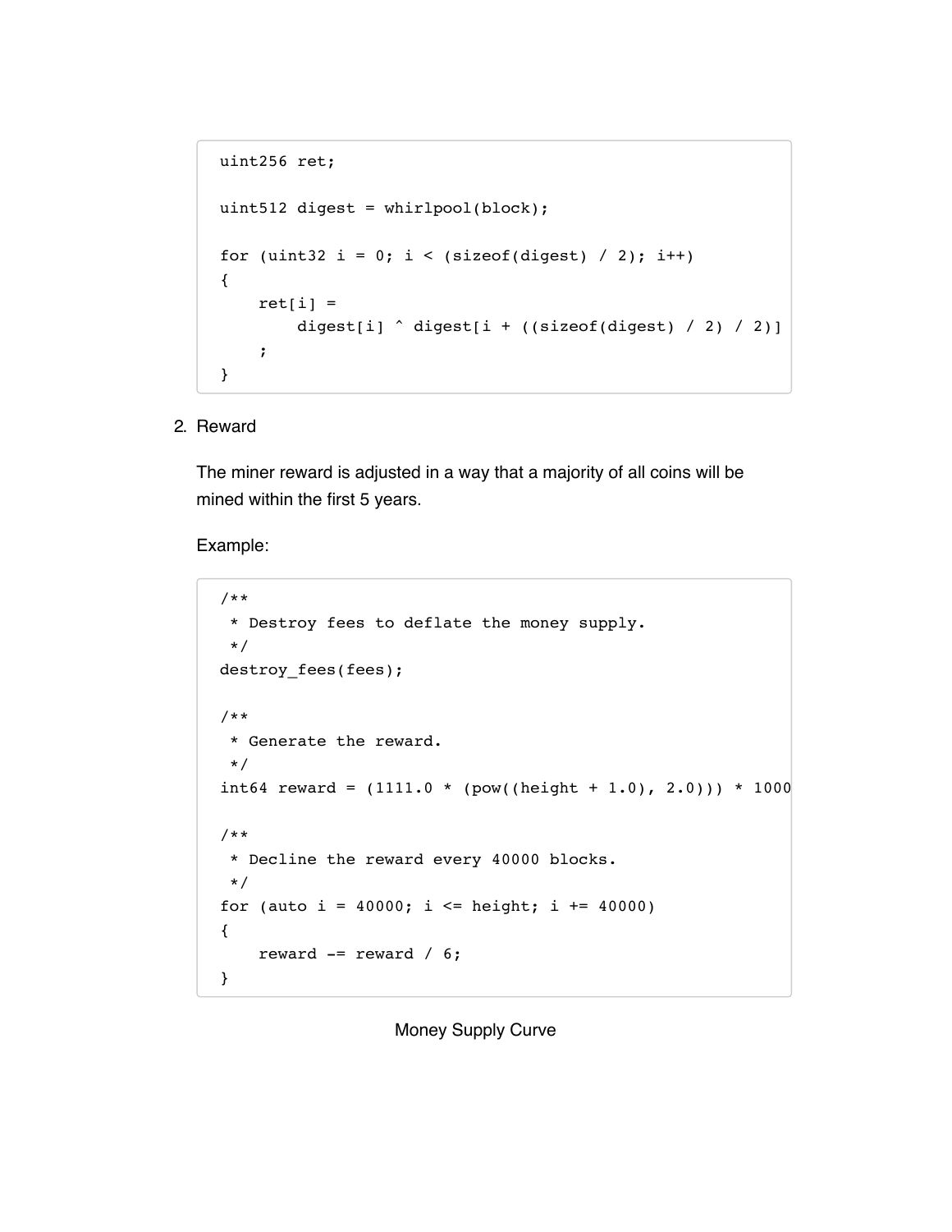```
uint256 ret;

uint512 digest = whirlpool(block);

for (uint32 i = 0; i < (sizeof(digest) / 2); i++)
{
    ret[i] =
        digest[i] ^ digest[i + ((sizeof(digest) / 2) / 2)]
    ;
}
```

2. Reward

   The miner reward is adjusted in a way that a majority of all coins will be mined within the first 5 years.

   Example:

```
/**
 * Destroy fees to deflate the money supply.
 */
destroy_fees(fees);

/**
 * Generate the reward.
 */
int64 reward = (1111.0 * (pow((height + 1.0), 2.0))) * 1000

/**
 * Decline the reward every 40000 blocks.
 */
for (auto i = 40000; i <= height; i += 40000)
{
    reward -= reward / 6;
}
```

Money Supply Curve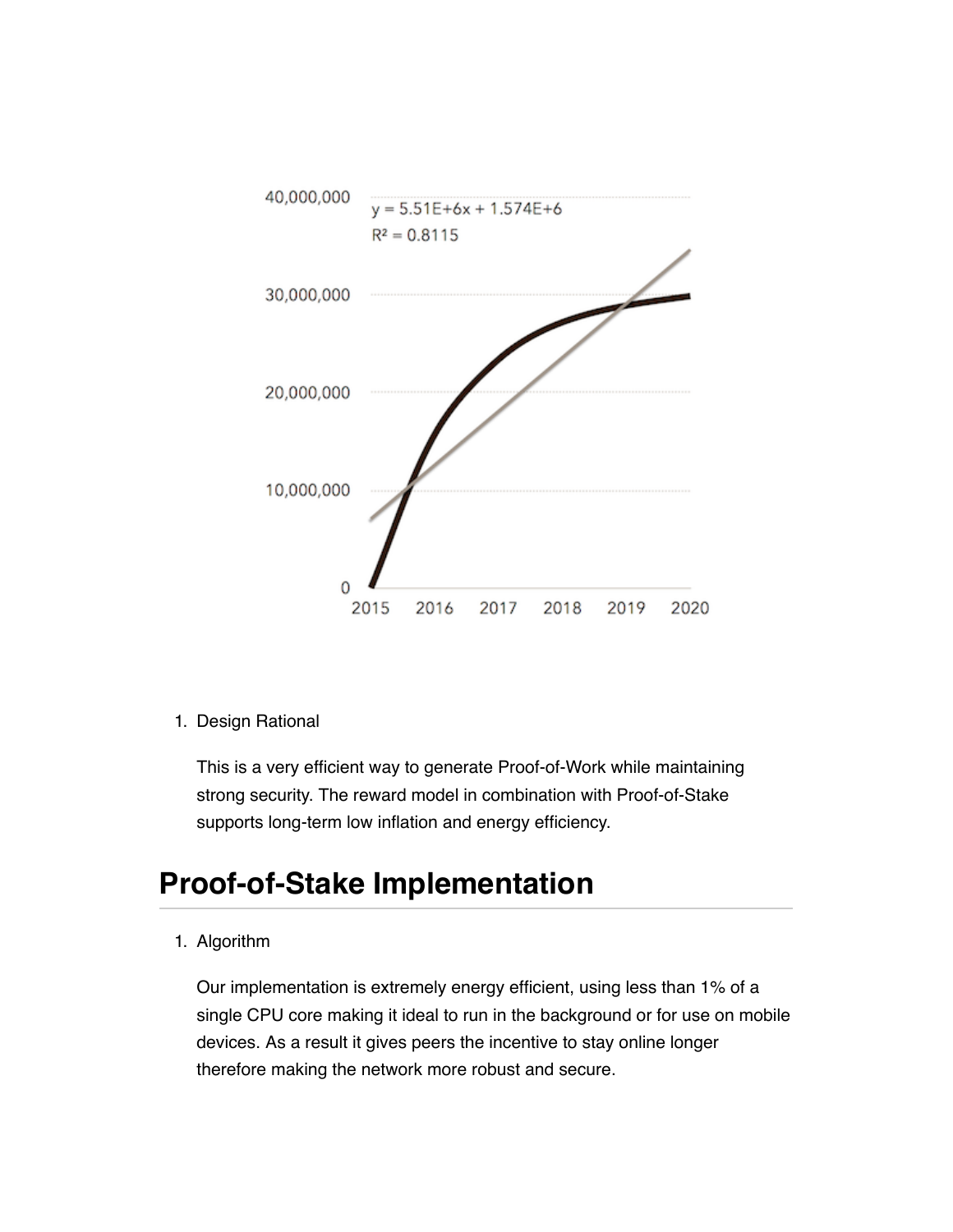1. Design Rational

   This is a very efficient way to generate Proof-of-Work while maintaining strong security. The reward model in combination with Proof-of-Stake supports long-term low inflation and energy efficiency.

## Proof-of-Stake Implementation

1. Algorithm

   Our implementation is extremely energy efficient, using less than 1% of a single CPU core making it ideal to run in the background or for use on mobile devices. As a result it gives peers the incentive to stay online longer therefore making the network more robust and secure.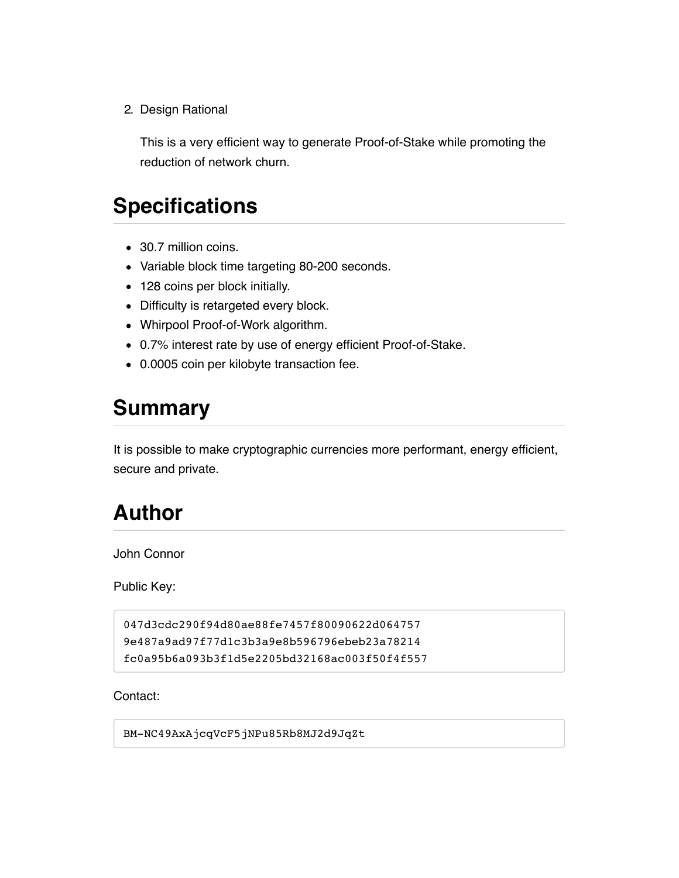2. Design Rational

   This is a very efficient way to generate Proof-of-Stake while promoting the reduction of network churn.

## Specifications

- 30.7 million coins.
- Variable block time targeting 80-200 seconds.
- 128 coins per block initially.
- Difficulty is retargeted every block.
- Whirpool Proof-of-Work algorithm.
- 0.7% interest rate by use of energy efficient Proof-of-Stake.
- 0.0005 coin per kilobyte transaction fee.

## Summary

It is possible to make cryptographic currencies more performant, energy efficient, secure and private.

## Author

John Connor

Public Key:

```
047d3cdc290f94d80ae88fe7457f80090622d064757
9e487a9ad97f77d1c3b3a9e8b596796ebeb23a78214
fc0a95b6a093b3f1d5e2205bd32168ac003f50f4f557
```

Contact:

```
BM-NC49AxAjcqVcF5jNPu85Rb8MJ2d9JqZt
```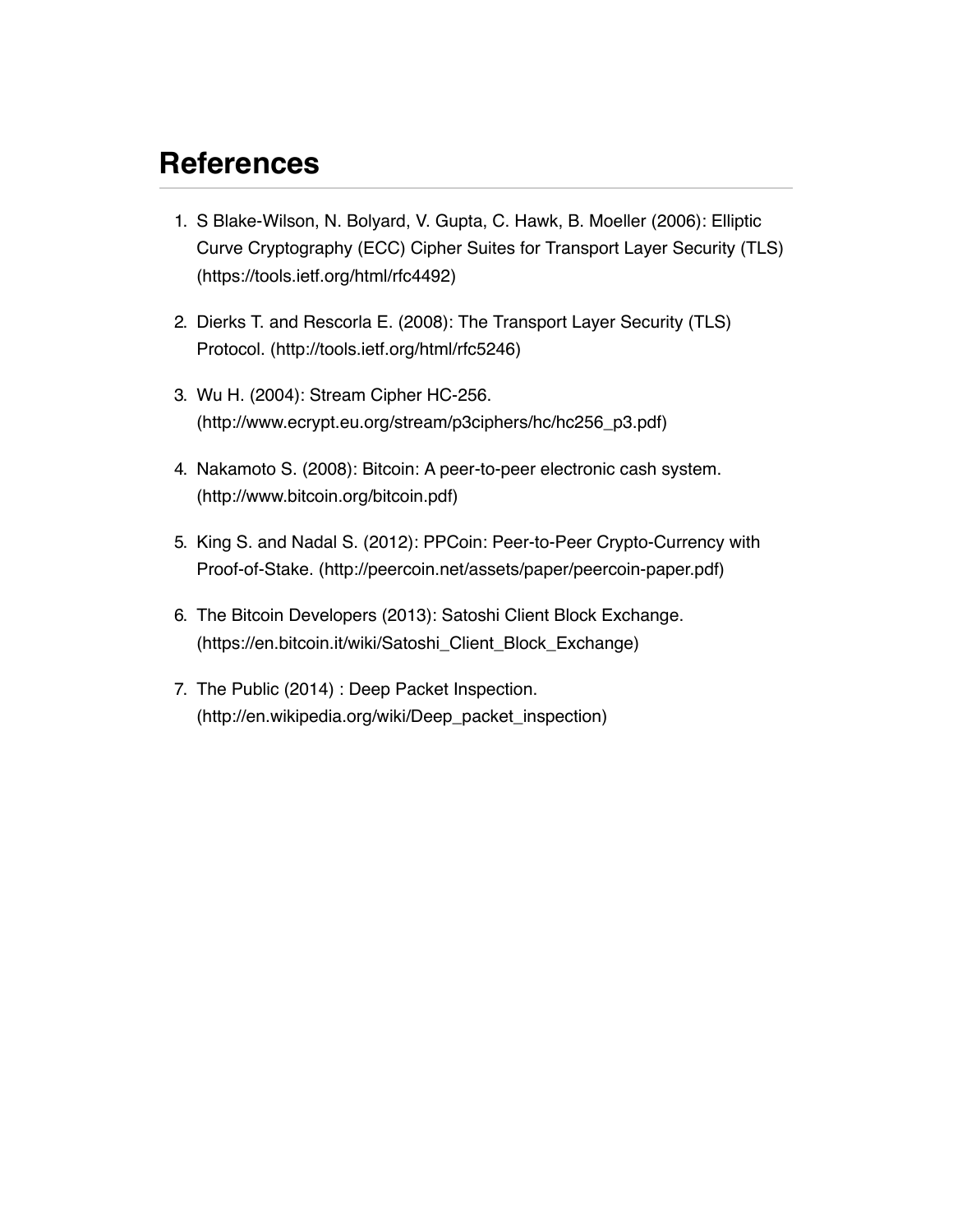## References

1. S Blake-Wilson, N. Bolyard, V. Gupta, C. Hawk, B. Moeller (2006): Elliptic Curve Cryptography (ECC) Cipher Suites for Transport Layer Security (TLS) (https://tools.ietf.org/html/rfc4492)

2. Dierks T. and Rescorla E. (2008): The Transport Layer Security (TLS) Protocol. (http://tools.ietf.org/html/rfc5246)

3. Wu H. (2004): Stream Cipher HC-256. (http://www.ecrypt.eu.org/stream/p3ciphers/hc/hc256_p3.pdf)

4. Nakamoto S. (2008): Bitcoin: A peer-to-peer electronic cash system. (http://www.bitcoin.org/bitcoin.pdf)

5. King S. and Nadal S. (2012): PPCoin: Peer-to-Peer Crypto-Currency with Proof-of-Stake. (http://peercoin.net/assets/paper/peercoin-paper.pdf)

6. The Bitcoin Developers (2013): Satoshi Client Block Exchange. (https://en.bitcoin.it/wiki/Satoshi_Client_Block_Exchange)

7. The Public (2014) : Deep Packet Inspection. (http://en.wikipedia.org/wiki/Deep_packet_inspection)